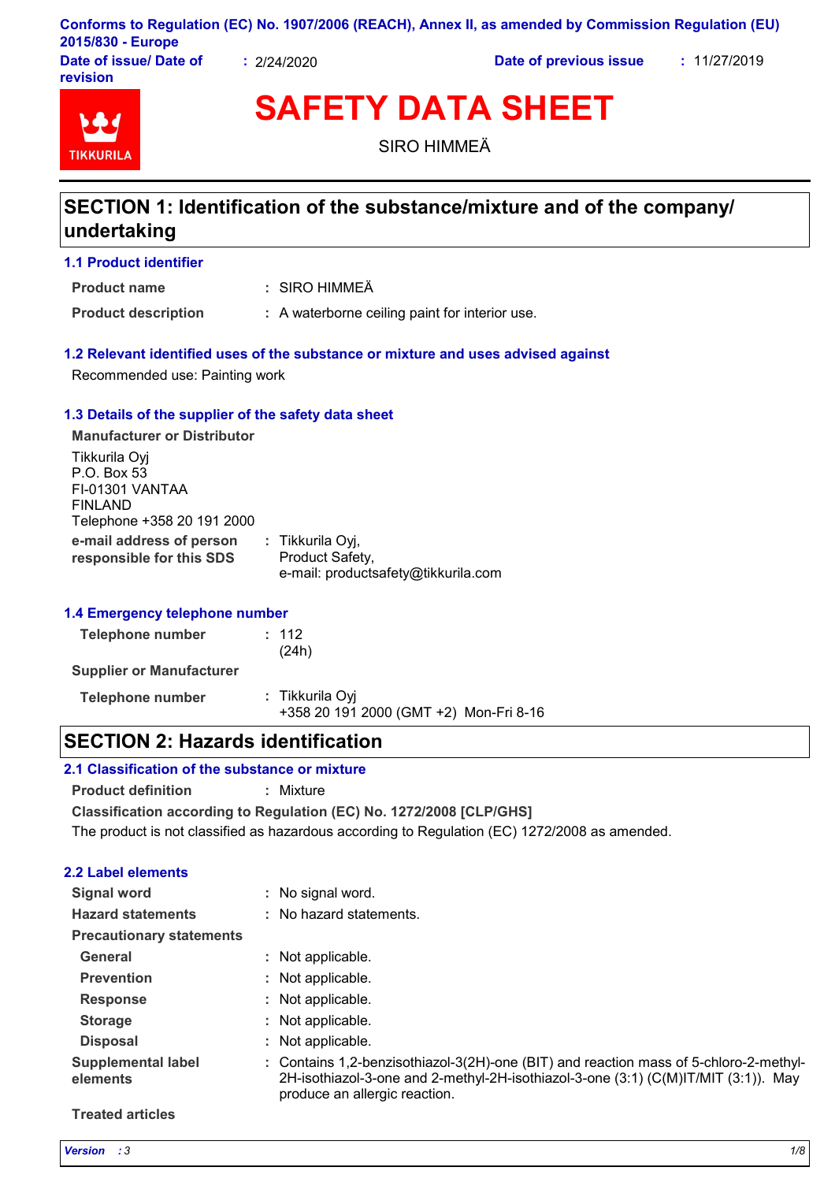Conforms to Regulation (EC) No. 1907/2006 (REACH), Annex II, as amended by Commission Regulation (EU) 2015/830 - Europe

**Date of issue/ Date of revision** : 2/24/2020 **Date of previous issue** : 11/27/2019

# SAFETY DATA SHEET

SIRO HIMMEÄ

## SECTION 1: Identification of the substance/mixture and of the company/ undertaking

### 1.1 Product identifier

**Product name** : SIRO HIMMEÄ

**Product description** : A waterborne ceiling paint for interior use.

### 1.2 Relevant identified uses of the substance or mixture and uses advised against

Recommended use: Painting work

### 1.3 Details of the supplier of the safety data sheet

**Manufacturer or Distributor**

Tikkurila Oyj
P.O. Box 53
FI-01301 VANTAA
FINLAND
Telephone +358 20 191 2000

**e-mail address of person responsible for this SDS** : Tikkurila Oyj, Product Safety, e-mail: productsafety@tikkurila.com

### 1.4 Emergency telephone number

**Telephone number** : 112 (24h)

**Supplier or Manufacturer**

**Telephone number** : Tikkurila Oyj +358 20 191 2000 (GMT +2) Mon-Fri 8-16

## SECTION 2: Hazards identification

### 2.1 Classification of the substance or mixture

**Product definition** : Mixture

**Classification according to Regulation (EC) No. 1272/2008 [CLP/GHS]**

The product is not classified as hazardous according to Regulation (EC) 1272/2008 as amended.

### 2.2 Label elements

**Signal word** : No signal word.

**Hazard statements** : No hazard statements.

**Precautionary statements**

**General** : Not applicable.

**Prevention** : Not applicable.

**Response** : Not applicable.

**Storage** : Not applicable.

**Disposal** : Not applicable.

**Supplemental label elements** : Contains 1,2-benzisothiazol-3(2H)-one (BIT) and reaction mass of 5-chloro-2-methyl-2H-isothiazol-3-one and 2-methyl-2H-isothiazol-3-one (3:1) (C(M)IT/MIT (3:1)). May produce an allergic reaction.

**Treated articles**

*Version* : 3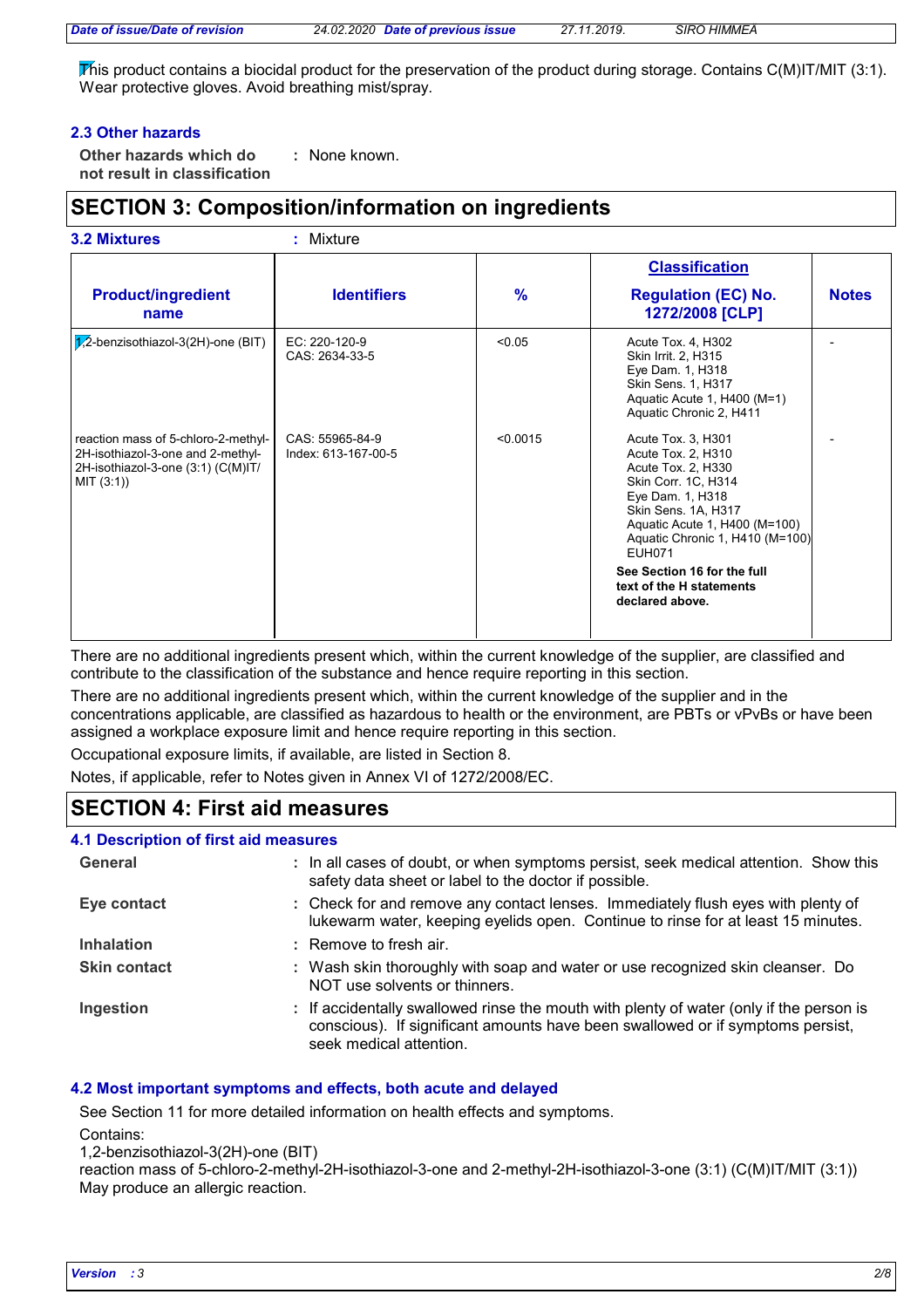This product contains a biocidal product for the preservation of the product during storage. Contains C(M)IT/MIT (3:1). Wear protective gloves. Avoid breathing mist/spray.

### 2.3 Other hazards

**Other hazards which do not result in classification** : None known.

## SECTION 3: Composition/information on ingredients

**3.2 Mixtures** : Mixture

| Product/ingredient name | Identifiers | % | Classification Regulation (EC) No. 1272/2008 [CLP] | Notes |
|---|---|---|---|---|
| 1,2-benzisothiazol-3(2H)-one (BIT) | EC: 220-120-9<br>CAS: 2634-33-5 | <0.05 | Acute Tox. 4, H302<br>Skin Irrit. 2, H315<br>Eye Dam. 1, H318<br>Skin Sens. 1, H317<br>Aquatic Acute 1, H400 (M=1)<br>Aquatic Chronic 2, H411 | - |
| reaction mass of 5-chloro-2-methyl-2H-isothiazol-3-one and 2-methyl-2H-isothiazol-3-one (3:1) (C(M)IT/MIT (3:1)) | CAS: 55965-84-9<br>Index: 613-167-00-5 | <0.0015 | Acute Tox. 3, H301<br>Acute Tox. 2, H310<br>Acute Tox. 2, H330<br>Skin Corr. 1C, H314<br>Eye Dam. 1, H318<br>Skin Sens. 1A, H317<br>Aquatic Acute 1, H400 (M=100)<br>Aquatic Chronic 1, H410 (M=100)<br>EUH071<br>**See Section 16 for the full text of the H statements declared above.** | - |

There are no additional ingredients present which, within the current knowledge of the supplier, are classified and contribute to the classification of the substance and hence require reporting in this section.

There are no additional ingredients present which, within the current knowledge of the supplier and in the concentrations applicable, are classified as hazardous to health or the environment, are PBTs or vPvBs or have been assigned a workplace exposure limit and hence require reporting in this section.

Occupational exposure limits, if available, are listed in Section 8.

Notes, if applicable, refer to Notes given in Annex VI of 1272/2008/EC.

## SECTION 4: First aid measures

### 4.1 Description of first aid measures

**General** : In all cases of doubt, or when symptoms persist, seek medical attention. Show this safety data sheet or label to the doctor if possible.

**Eye contact** : Check for and remove any contact lenses. Immediately flush eyes with plenty of lukewarm water, keeping eyelids open. Continue to rinse for at least 15 minutes.

**Inhalation** : Remove to fresh air.

**Skin contact** : Wash skin thoroughly with soap and water or use recognized skin cleanser. Do NOT use solvents or thinners.

**Ingestion** : If accidentally swallowed rinse the mouth with plenty of water (only if the person is conscious). If significant amounts have been swallowed or if symptoms persist, seek medical attention.

### 4.2 Most important symptoms and effects, both acute and delayed

See Section 11 for more detailed information on health effects and symptoms.

Contains:
1,2-benzisothiazol-3(2H)-one (BIT)
reaction mass of 5-chloro-2-methyl-2H-isothiazol-3-one and 2-methyl-2H-isothiazol-3-one (3:1) (C(M)IT/MIT (3:1))
May produce an allergic reaction.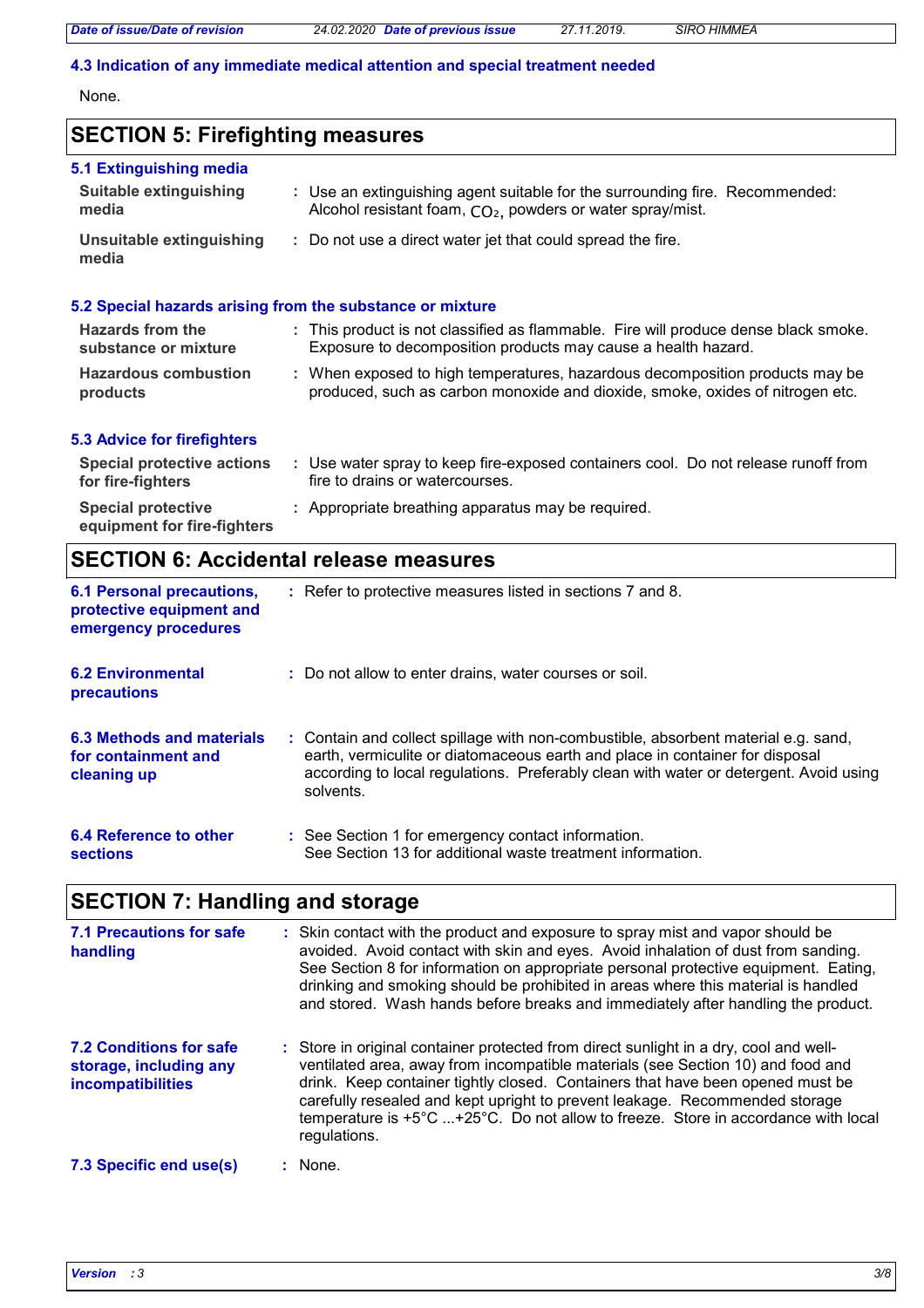### 4.3 Indication of any immediate medical attention and special treatment needed

None.

## SECTION 5: Firefighting measures

### 5.1 Extinguishing media

**Suitable extinguishing media** : Use an extinguishing agent suitable for the surrounding fire. Recommended: Alcohol resistant foam, $CO_2$, powders or water spray/mist.

**Unsuitable extinguishing media** : Do not use a direct water jet that could spread the fire.

### 5.2 Special hazards arising from the substance or mixture

**Hazards from the substance or mixture** : This product is not classified as flammable. Fire will produce dense black smoke. Exposure to decomposition products may cause a health hazard.

**Hazardous combustion products** : When exposed to high temperatures, hazardous decomposition products may be produced, such as carbon monoxide and dioxide, smoke, oxides of nitrogen etc.

### 5.3 Advice for firefighters

**Special protective actions for fire-fighters** : Use water spray to keep fire-exposed containers cool. Do not release runoff from fire to drains or watercourses.

**Special protective equipment for fire-fighters** : Appropriate breathing apparatus may be required.

## SECTION 6: Accidental release measures

**6.1 Personal precautions, protective equipment and emergency procedures** : Refer to protective measures listed in sections 7 and 8.

**6.2 Environmental precautions** : Do not allow to enter drains, water courses or soil.

**6.3 Methods and materials for containment and cleaning up** : Contain and collect spillage with non-combustible, absorbent material e.g. sand, earth, vermiculite or diatomaceous earth and place in container for disposal according to local regulations. Preferably clean with water or detergent. Avoid using solvents.

**6.4 Reference to other sections** : See Section 1 for emergency contact information.
See Section 13 for additional waste treatment information.

## SECTION 7: Handling and storage

**7.1 Precautions for safe handling** : Skin contact with the product and exposure to spray mist and vapor should be avoided. Avoid contact with skin and eyes. Avoid inhalation of dust from sanding. See Section 8 for information on appropriate personal protective equipment. Eating, drinking and smoking should be prohibited in areas where this material is handled and stored. Wash hands before breaks and immediately after handling the product.

**7.2 Conditions for safe storage, including any incompatibilities** : Store in original container protected from direct sunlight in a dry, cool and well-ventilated area, away from incompatible materials (see Section 10) and food and drink. Keep container tightly closed. Containers that have been opened must be carefully resealed and kept upright to prevent leakage. Recommended storage temperature is +5°C ...+25°C. Do not allow to freeze. Store in accordance with local regulations.

**7.3 Specific end use(s)** : None.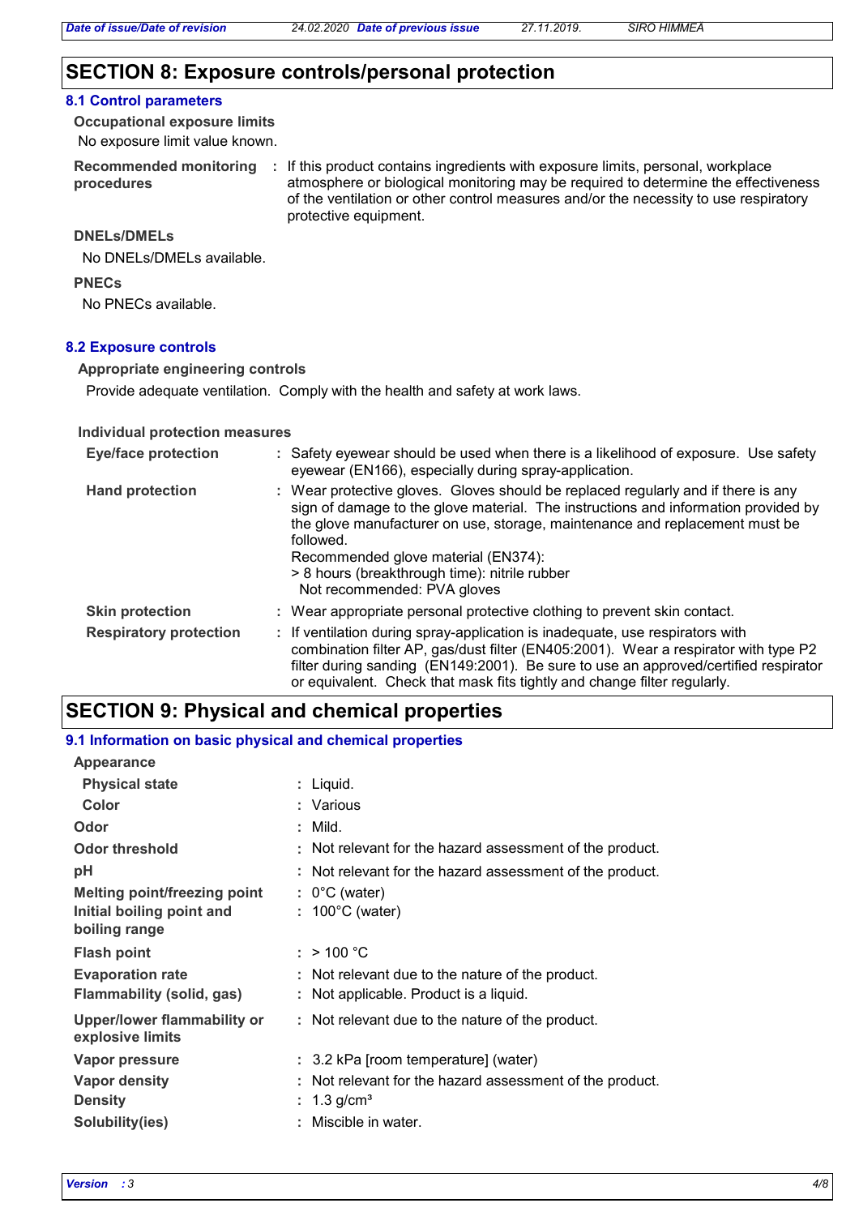## SECTION 8: Exposure controls/personal protection

### 8.1 Control parameters

**Occupational exposure limits**

No exposure limit value known.

**Recommended monitoring procedures** : If this product contains ingredients with exposure limits, personal, workplace atmosphere or biological monitoring may be required to determine the effectiveness of the ventilation or other control measures and/or the necessity to use respiratory protective equipment.

**DNELs/DMELs**

No DNELs/DMELs available.

**PNECs**

No PNECs available.

### 8.2 Exposure controls

**Appropriate engineering controls**

Provide adequate ventilation. Comply with the health and safety at work laws.

**Individual protection measures**

**Eye/face protection** : Safety eyewear should be used when there is a likelihood of exposure. Use safety eyewear (EN166), especially during spray-application.

**Hand protection** : Wear protective gloves. Gloves should be replaced regularly and if there is any sign of damage to the glove material. The instructions and information provided by the glove manufacturer on use, storage, maintenance and replacement must be followed.
Recommended glove material (EN374):
> 8 hours (breakthrough time): nitrile rubber
Not recommended: PVA gloves

**Skin protection** : Wear appropriate personal protective clothing to prevent skin contact.

**Respiratory protection** : If ventilation during spray-application is inadequate, use respirators with combination filter AP, gas/dust filter (EN405:2001). Wear a respirator with type P2 filter during sanding (EN149:2001). Be sure to use an approved/certified respirator or equivalent. Check that mask fits tightly and change filter regularly.

## SECTION 9: Physical and chemical properties

### 9.1 Information on basic physical and chemical properties

**Appearance**

**Physical state** : Liquid.

**Color** : Various

**Odor** : Mild.

**Odor threshold** : Not relevant for the hazard assessment of the product.

**pH** : Not relevant for the hazard assessment of the product.

**Melting point/freezing point** : 0°C (water)

**Initial boiling point and boiling range** : 100°C (water)

**Flash point** : > 100 °C

**Evaporation rate** : Not relevant due to the nature of the product.

**Flammability (solid, gas)** : Not applicable. Product is a liquid.

**Upper/lower flammability or explosive limits** : Not relevant due to the nature of the product.

**Vapor pressure** : 3.2 kPa [room temperature] (water)

**Vapor density** : Not relevant for the hazard assessment of the product.

**Density** : 1.3 g/cm³

**Solubility(ies)** : Miscible in water.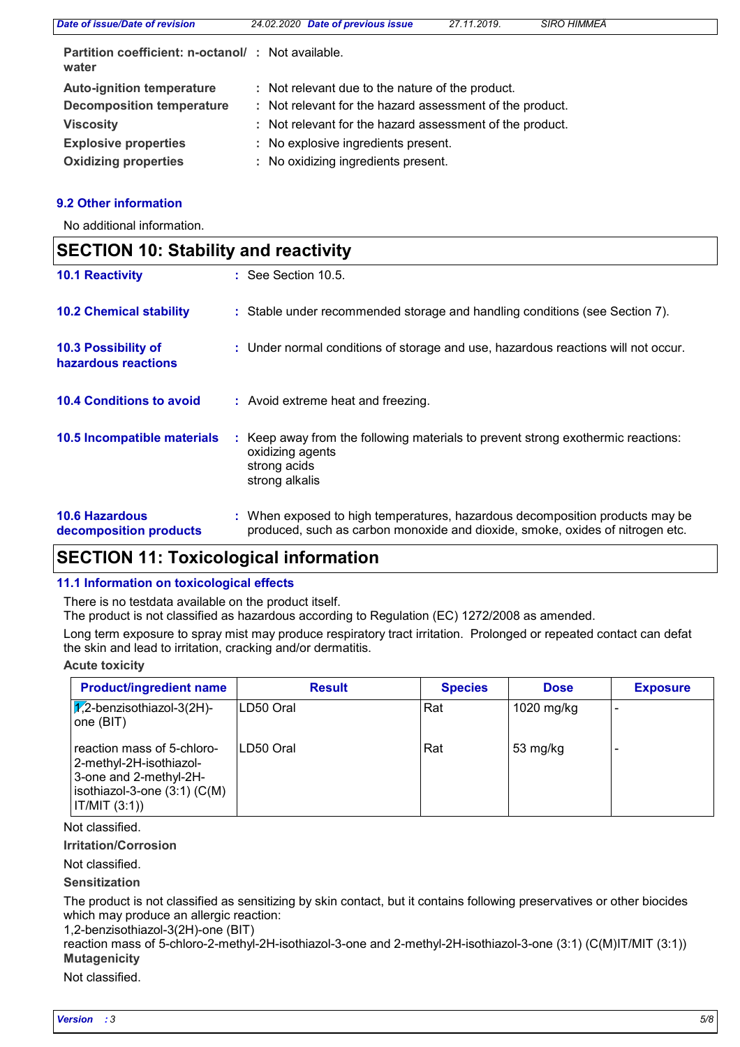| | | |
|---|---|---|
| **Partition coefficient: n-octanol/ water** | : | Not available. |
| **Auto-ignition temperature** | : | Not relevant due to the nature of the product. |
| **Decomposition temperature** | : | Not relevant for the hazard assessment of the product. |
| **Viscosity** | : | Not relevant for the hazard assessment of the product. |
| **Explosive properties** | : | No explosive ingredients present. |
| **Oxidizing properties** | : | No oxidizing ingredients present. |

### 9.2 Other information

No additional information.

## SECTION 10: Stability and reactivity

**10.1 Reactivity** : See Section 10.5.

**10.2 Chemical stability** : Stable under recommended storage and handling conditions (see Section 7).

**10.3 Possibility of hazardous reactions** : Under normal conditions of storage and use, hazardous reactions will not occur.

**10.4 Conditions to avoid** : Avoid extreme heat and freezing.

**10.5 Incompatible materials** : Keep away from the following materials to prevent strong exothermic reactions:
oxidizing agents
strong acids
strong alkalis

**10.6 Hazardous decomposition products** : When exposed to high temperatures, hazardous decomposition products may be produced, such as carbon monoxide and dioxide, smoke, oxides of nitrogen etc.

## SECTION 11: Toxicological information

### 11.1 Information on toxicological effects

There is no testdata available on the product itself.
The product is not classified as hazardous according to Regulation (EC) 1272/2008 as amended.

Long term exposure to spray mist may produce respiratory tract irritation. Prolonged or repeated contact can defat the skin and lead to irritation, cracking and/or dermatitis.

**Acute toxicity**

| Product/ingredient name | Result | Species | Dose | Exposure |
|---|---|---|---|---|
| 1,2-benzisothiazol-3(2H)-one (BIT) | LD50 Oral | Rat | 1020 mg/kg | - |
| reaction mass of 5-chloro-2-methyl-2H-isothiazol-3-one and 2-methyl-2H-isothiazol-3-one (3:1) (C(M)IT/MIT (3:1)) | LD50 Oral | Rat | 53 mg/kg | - |

Not classified.

**Irritation/Corrosion**

Not classified.

**Sensitization**

The product is not classified as sensitizing by skin contact, but it contains following preservatives or other biocides which may produce an allergic reaction:
1,2-benzisothiazol-3(2H)-one (BIT)
reaction mass of 5-chloro-2-methyl-2H-isothiazol-3-one and 2-methyl-2H-isothiazol-3-one (3:1) (C(M)IT/MIT (3:1))

**Mutagenicity**

Not classified.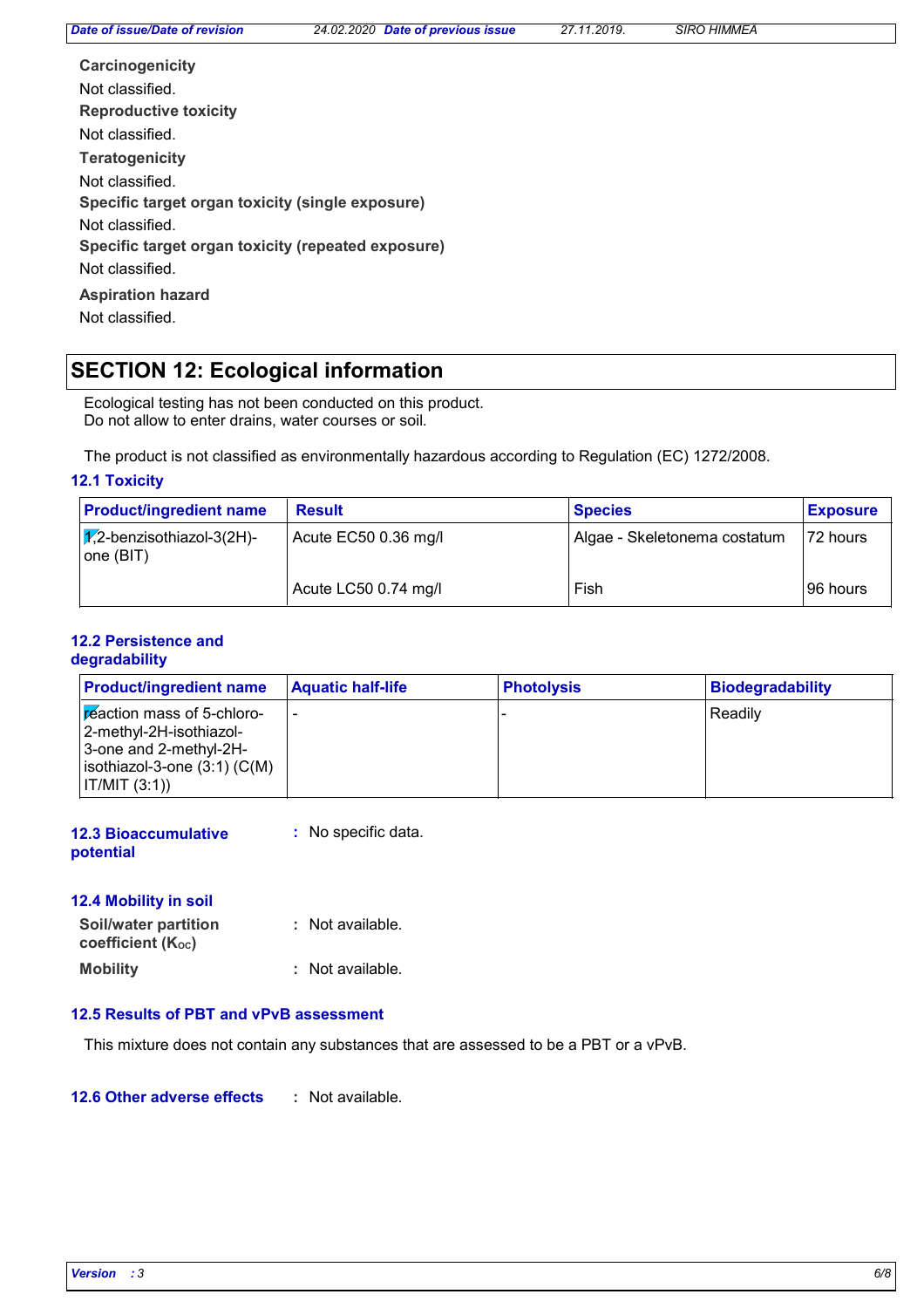**Carcinogenicity**

Not classified.

**Reproductive toxicity**

Not classified.

**Teratogenicity**

Not classified.

**Specific target organ toxicity (single exposure)**

Not classified.

**Specific target organ toxicity (repeated exposure)**

Not classified.

**Aspiration hazard**

Not classified.

## SECTION 12: Ecological information

Ecological testing has not been conducted on this product.
Do not allow to enter drains, water courses or soil.

The product is not classified as environmentally hazardous according to Regulation (EC) 1272/2008.

### 12.1 Toxicity

| Product/ingredient name | Result | Species | Exposure |
|---|---|---|---|
| 1,2-benzisothiazol-3(2H)-one (BIT) | Acute EC50 0.36 mg/l | Algae - Skeletonema costatum | 72 hours |
| | Acute LC50 0.74 mg/l | Fish | 96 hours |

### 12.2 Persistence and degradability

| Product/ingredient name | Aquatic half-life | Photolysis | Biodegradability |
|---|---|---|---|
| reaction mass of 5-chloro-2-methyl-2H-isothiazol-3-one and 2-methyl-2H-isothiazol-3-one (3:1) (C(M)IT/MIT (3:1)) | - | - | Readily |

### 12.3 Bioaccumulative potential

: No specific data.

### 12.4 Mobility in soil

**Soil/water partition coefficient ($K_{OC}$)** : Not available.

**Mobility** : Not available.

### 12.5 Results of PBT and vPvB assessment

This mixture does not contain any substances that are assessed to be a PBT or a vPvB.

### 12.6 Other adverse effects

: Not available.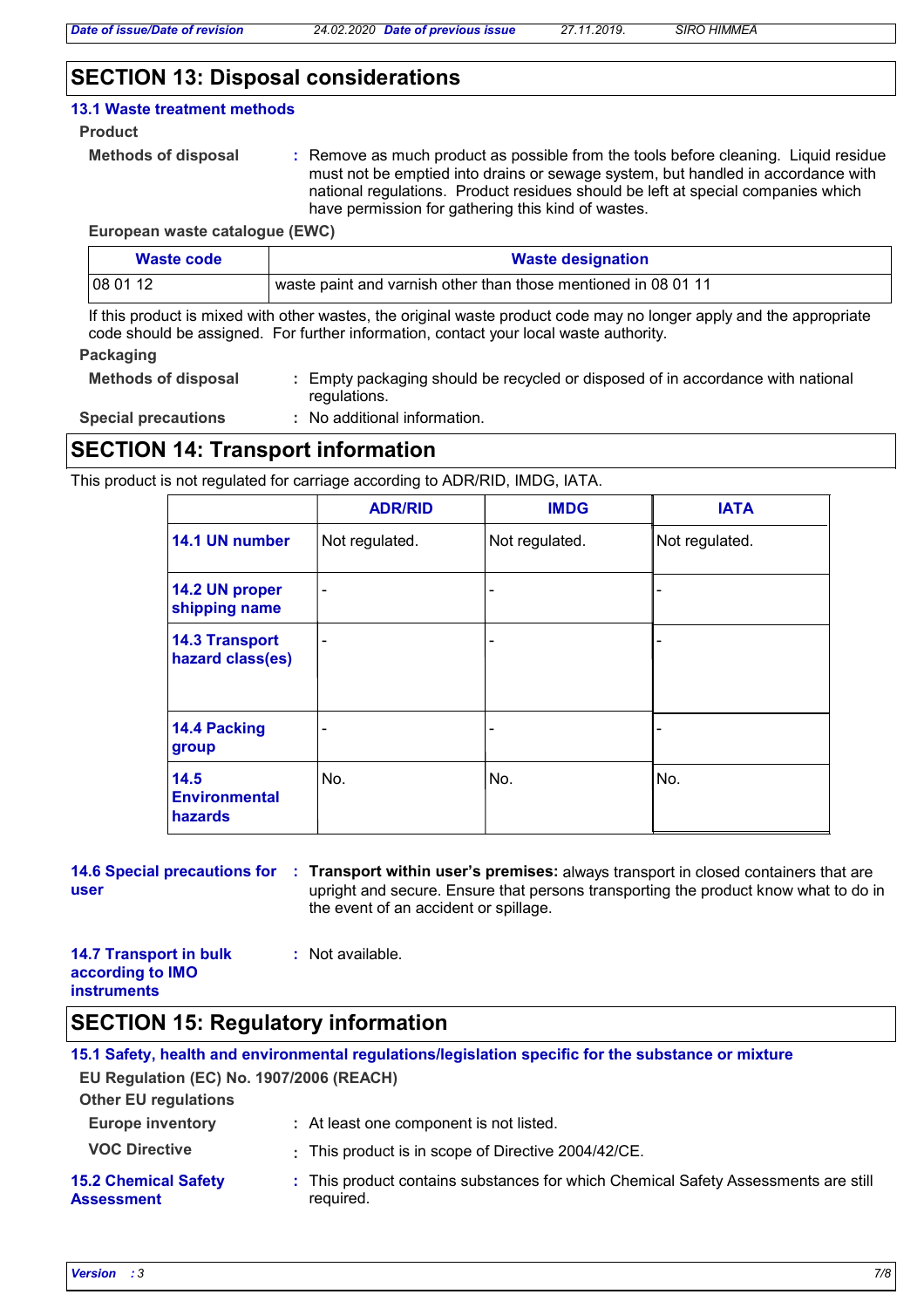## SECTION 13: Disposal considerations

### 13.1 Waste treatment methods

**Product**

**Methods of disposal** : Remove as much product as possible from the tools before cleaning. Liquid residue must not be emptied into drains or sewage system, but handled in accordance with national regulations. Product residues should be left at special companies which have permission for gathering this kind of wastes.

**European waste catalogue (EWC)**

| Waste code | Waste designation |
|---|---|
| 08 01 12 | waste paint and varnish other than those mentioned in 08 01 11 |

If this product is mixed with other wastes, the original waste product code may no longer apply and the appropriate code should be assigned. For further information, contact your local waste authority.

**Packaging**

**Methods of disposal** : Empty packaging should be recycled or disposed of in accordance with national regulations.

**Special precautions** : No additional information.

## SECTION 14: Transport information

This product is not regulated for carriage according to ADR/RID, IMDG, IATA.

| | ADR/RID | IMDG | IATA |
|---|---|---|---|
| 14.1 UN number | Not regulated. | Not regulated. | Not regulated. |
| 14.2 UN proper shipping name | - | - | - |
| 14.3 Transport hazard class(es) | - | - | - |
| 14.4 Packing group | - | - | - |
| 14.5 Environmental hazards | No. | No. | No. |

**14.6 Special precautions for user** : **Transport within user's premises:** always transport in closed containers that are upright and secure. Ensure that persons transporting the product know what to do in the event of an accident or spillage.

**14.7 Transport in bulk according to IMO instruments** : Not available.

## SECTION 15: Regulatory information

### 15.1 Safety, health and environmental regulations/legislation specific for the substance or mixture

**EU Regulation (EC) No. 1907/2006 (REACH)**

**Other EU regulations**

**Europe inventory** : At least one component is not listed.

**VOC Directive** : This product is in scope of Directive 2004/42/CE.

**15.2 Chemical Safety Assessment** : This product contains substances for which Chemical Safety Assessments are still required.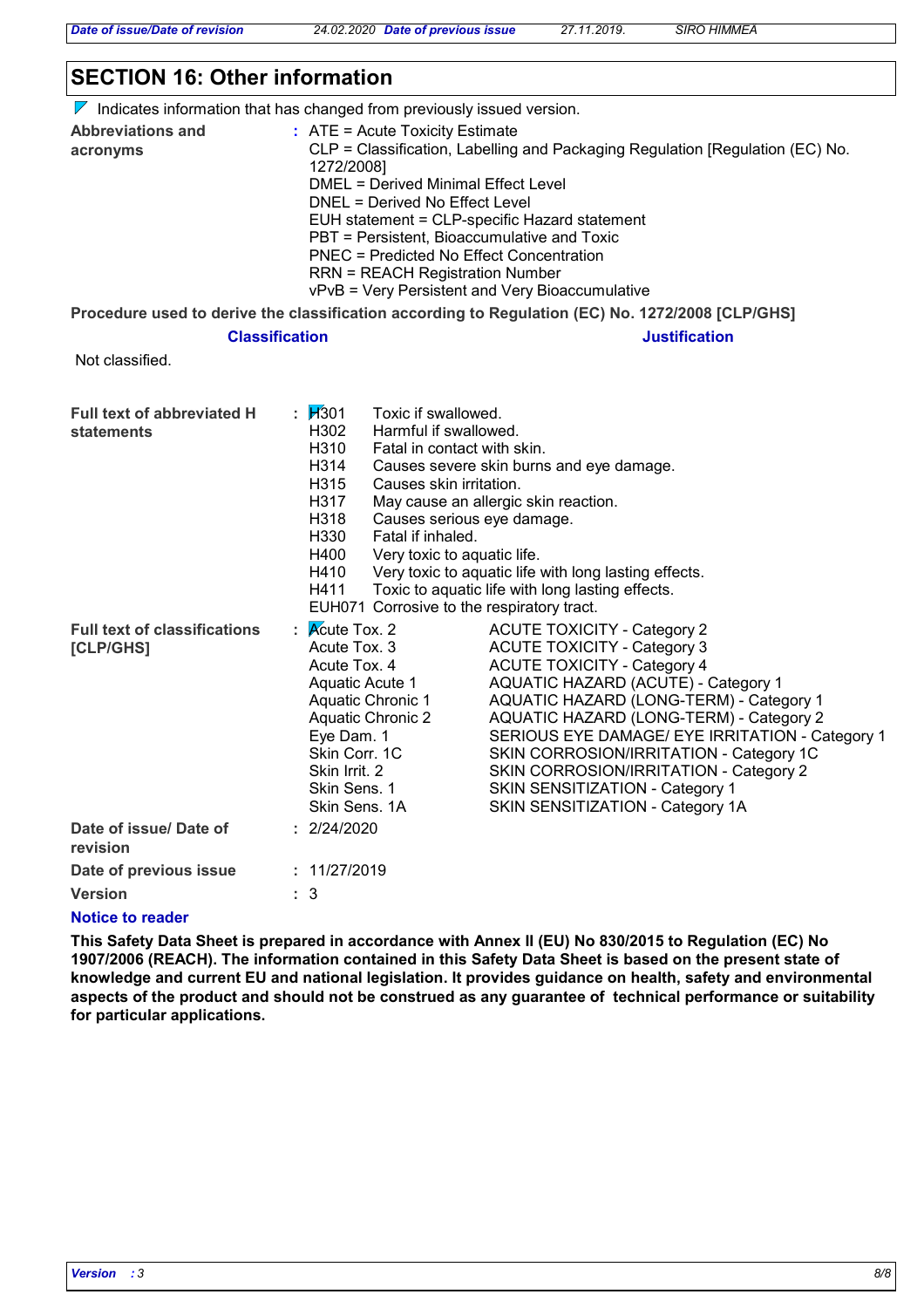## SECTION 16: Other information

Indicates information that has changed from previously issued version.

**Abbreviations and acronyms** : ATE = Acute Toxicity Estimate
CLP = Classification, Labelling and Packaging Regulation [Regulation (EC) No. 1272/2008]
DMEL = Derived Minimal Effect Level
DNEL = Derived No Effect Level
EUH statement = CLP-specific Hazard statement
PBT = Persistent, Bioaccumulative and Toxic
PNEC = Predicted No Effect Concentration
RRN = REACH Registration Number
vPvB = Very Persistent and Very Bioaccumulative

**Procedure used to derive the classification according to Regulation (EC) No. 1272/2008 [CLP/GHS]**

| Classification | Justification |
|---|---|
| Not classified. | |

**Full text of abbreviated H statements** :

| | |
|---|---|
| H301 | Toxic if swallowed. |
| H302 | Harmful if swallowed. |
| H310 | Fatal in contact with skin. |
| H314 | Causes severe skin burns and eye damage. |
| H315 | Causes skin irritation. |
| H317 | May cause an allergic skin reaction. |
| H318 | Causes serious eye damage. |
| H330 | Fatal if inhaled. |
| H400 | Very toxic to aquatic life. |
| H410 | Very toxic to aquatic life with long lasting effects. |
| H411 | Toxic to aquatic life with long lasting effects. |
| EUH071 | Corrosive to the respiratory tract. |

**Full text of classifications [CLP/GHS]** :

| | |
|---|---|
| Acute Tox. 2 | ACUTE TOXICITY - Category 2 |
| Acute Tox. 3 | ACUTE TOXICITY - Category 3 |
| Acute Tox. 4 | ACUTE TOXICITY - Category 4 |
| Aquatic Acute 1 | AQUATIC HAZARD (ACUTE) - Category 1 |
| Aquatic Chronic 1 | AQUATIC HAZARD (LONG-TERM) - Category 1 |
| Aquatic Chronic 2 | AQUATIC HAZARD (LONG-TERM) - Category 2 |
| Eye Dam. 1 | SERIOUS EYE DAMAGE/ EYE IRRITATION - Category 1 |
| Skin Corr. 1C | SKIN CORROSION/IRRITATION - Category 1C |
| Skin Irrit. 2 | SKIN CORROSION/IRRITATION - Category 2 |
| Skin Sens. 1 | SKIN SENSITIZATION - Category 1 |
| Skin Sens. 1A | SKIN SENSITIZATION - Category 1A |

**Date of issue/ Date of revision** : 2/24/2020

**Date of previous issue** : 11/27/2019

**Version** : 3

**Notice to reader**

**This Safety Data Sheet is prepared in accordance with Annex II (EU) No 830/2015 to Regulation (EC) No 1907/2006 (REACH). The information contained in this Safety Data Sheet is based on the present state of knowledge and current EU and national legislation. It provides guidance on health, safety and environmental aspects of the product and should not be construed as any guarantee of technical performance or suitability for particular applications.**